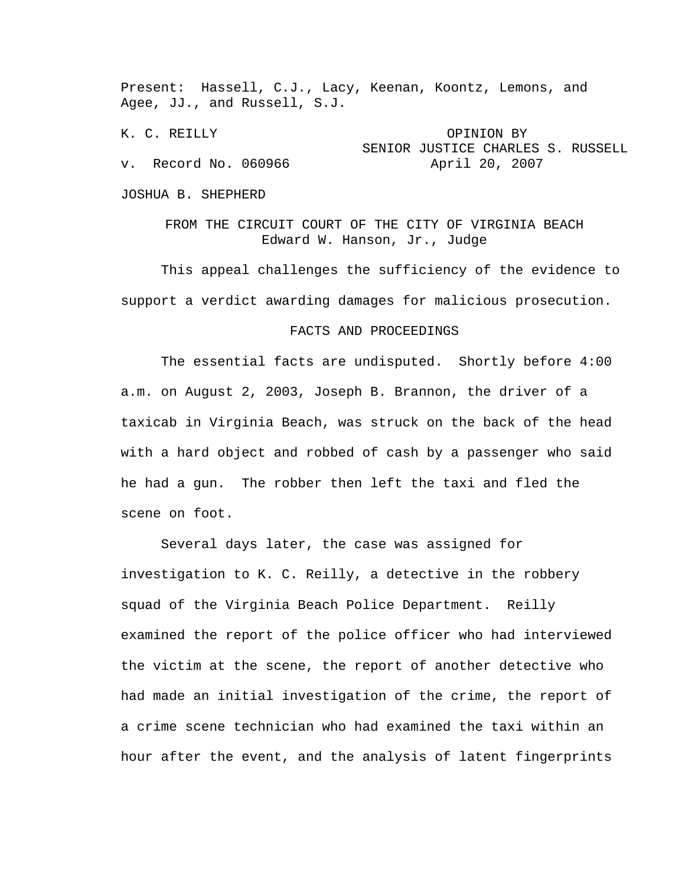Present: Hassell, C.J., Lacy, Keenan, Koontz, Lemons, and Agee, JJ., and Russell, S.J.

K. C. REILLY

v. Record No. 060966

JOSHUA B. SHEPHERD

OPINION BY SENIOR JUSTICE CHARLES S. RUSSELL
April 20, 2007

FROM THE CIRCUIT COURT OF THE CITY OF VIRGINIA BEACH
Edward W. Hanson, Jr., Judge

This appeal challenges the sufficiency of the evidence to support a verdict awarding damages for malicious prosecution.

## FACTS AND PROCEEDINGS

The essential facts are undisputed. Shortly before 4:00 a.m. on August 2, 2003, Joseph B. Brannon, the driver of a taxicab in Virginia Beach, was struck on the back of the head with a hard object and robbed of cash by a passenger who said he had a gun. The robber then left the taxi and fled the scene on foot.

Several days later, the case was assigned for investigation to K. C. Reilly, a detective in the robbery squad of the Virginia Beach Police Department. Reilly examined the report of the police officer who had interviewed the victim at the scene, the report of another detective who had made an initial investigation of the crime, the report of a crime scene technician who had examined the taxi within an hour after the event, and the analysis of latent fingerprints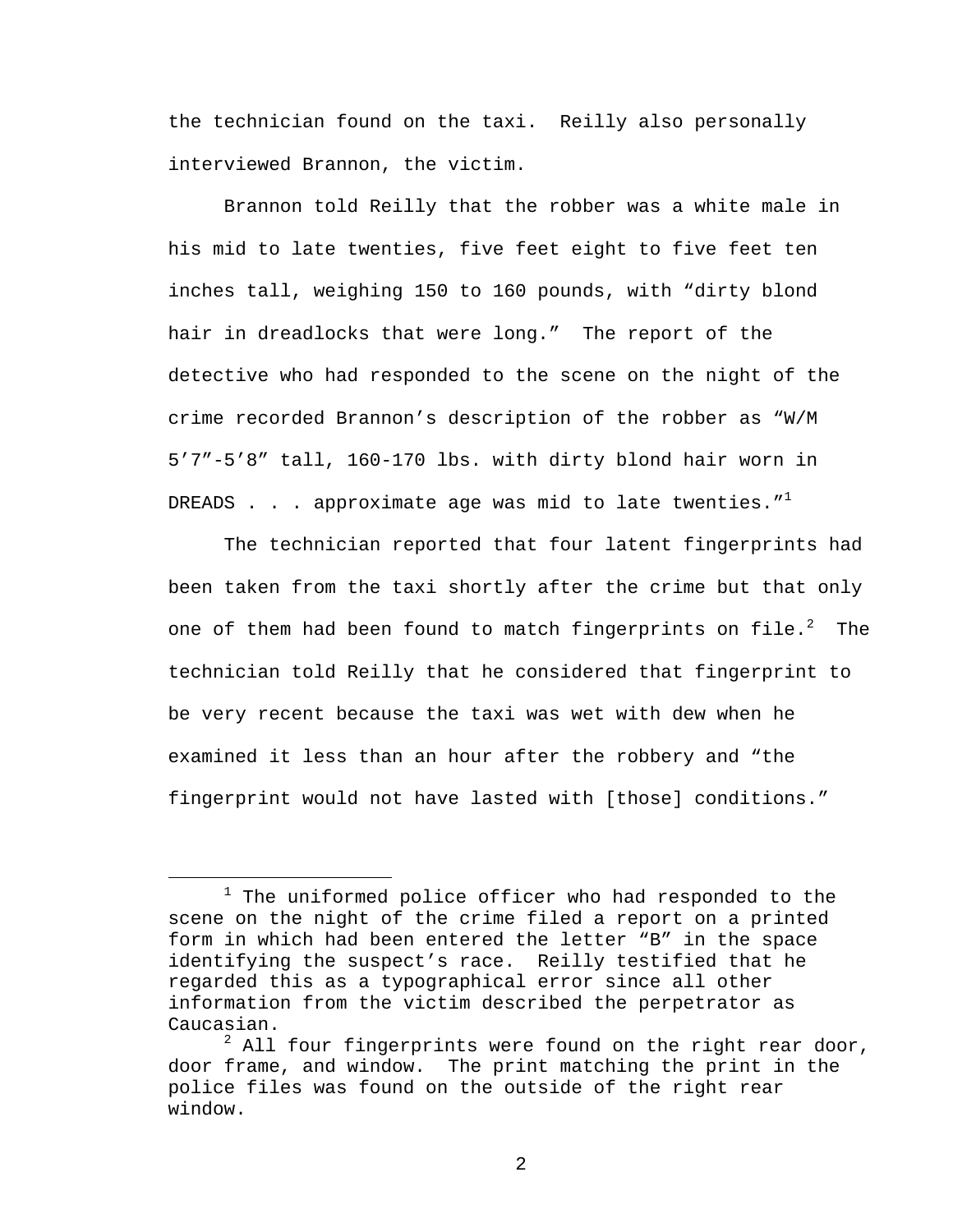the technician found on the taxi. Reilly also personally interviewed Brannon, the victim.

Brannon told Reilly that the robber was a white male in his mid to late twenties, five feet eight to five feet ten inches tall, weighing 150 to 160 pounds, with "dirty blond hair in dreadlocks that were long." The report of the detective who had responded to the scene on the night of the crime recorded Brannon's description of the robber as "W/M 5'7"-5'8" tall, 160-170 lbs. with dirty blond hair worn in DREADS . . . approximate age was mid to late twenties."[1]

The technician reported that four latent fingerprints had been taken from the taxi shortly after the crime but that only one of them had been found to match fingerprints on file.[2] The technician told Reilly that he considered that fingerprint to be very recent because the taxi was wet with dew when he examined it less than an hour after the robbery and "the fingerprint would not have lasted with [those] conditions."

---

[1] The uniformed police officer who had responded to the scene on the night of the crime filed a report on a printed form in which had been entered the letter "B" in the space identifying the suspect's race. Reilly testified that he regarded this as a typographical error since all other information from the victim described the perpetrator as Caucasian.

[2] All four fingerprints were found on the right rear door, door frame, and window. The print matching the print in the police files was found on the outside of the right rear window.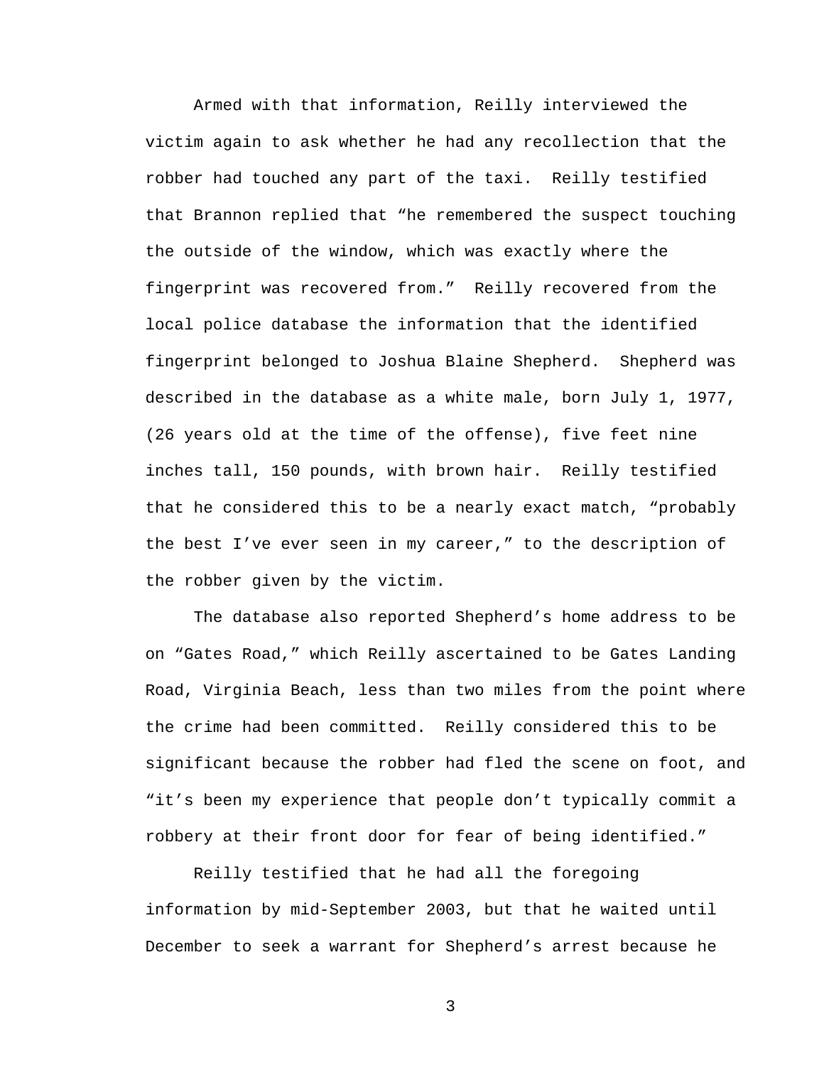Armed with that information, Reilly interviewed the victim again to ask whether he had any recollection that the robber had touched any part of the taxi. Reilly testified that Brannon replied that "he remembered the suspect touching the outside of the window, which was exactly where the fingerprint was recovered from." Reilly recovered from the local police database the information that the identified fingerprint belonged to Joshua Blaine Shepherd. Shepherd was described in the database as a white male, born July 1, 1977, (26 years old at the time of the offense), five feet nine inches tall, 150 pounds, with brown hair. Reilly testified that he considered this to be a nearly exact match, "probably the best I've ever seen in my career," to the description of the robber given by the victim.

The database also reported Shepherd's home address to be on "Gates Road," which Reilly ascertained to be Gates Landing Road, Virginia Beach, less than two miles from the point where the crime had been committed. Reilly considered this to be significant because the robber had fled the scene on foot, and "it's been my experience that people don't typically commit a robbery at their front door for fear of being identified."

Reilly testified that he had all the foregoing information by mid-September 2003, but that he waited until December to seek a warrant for Shepherd's arrest because he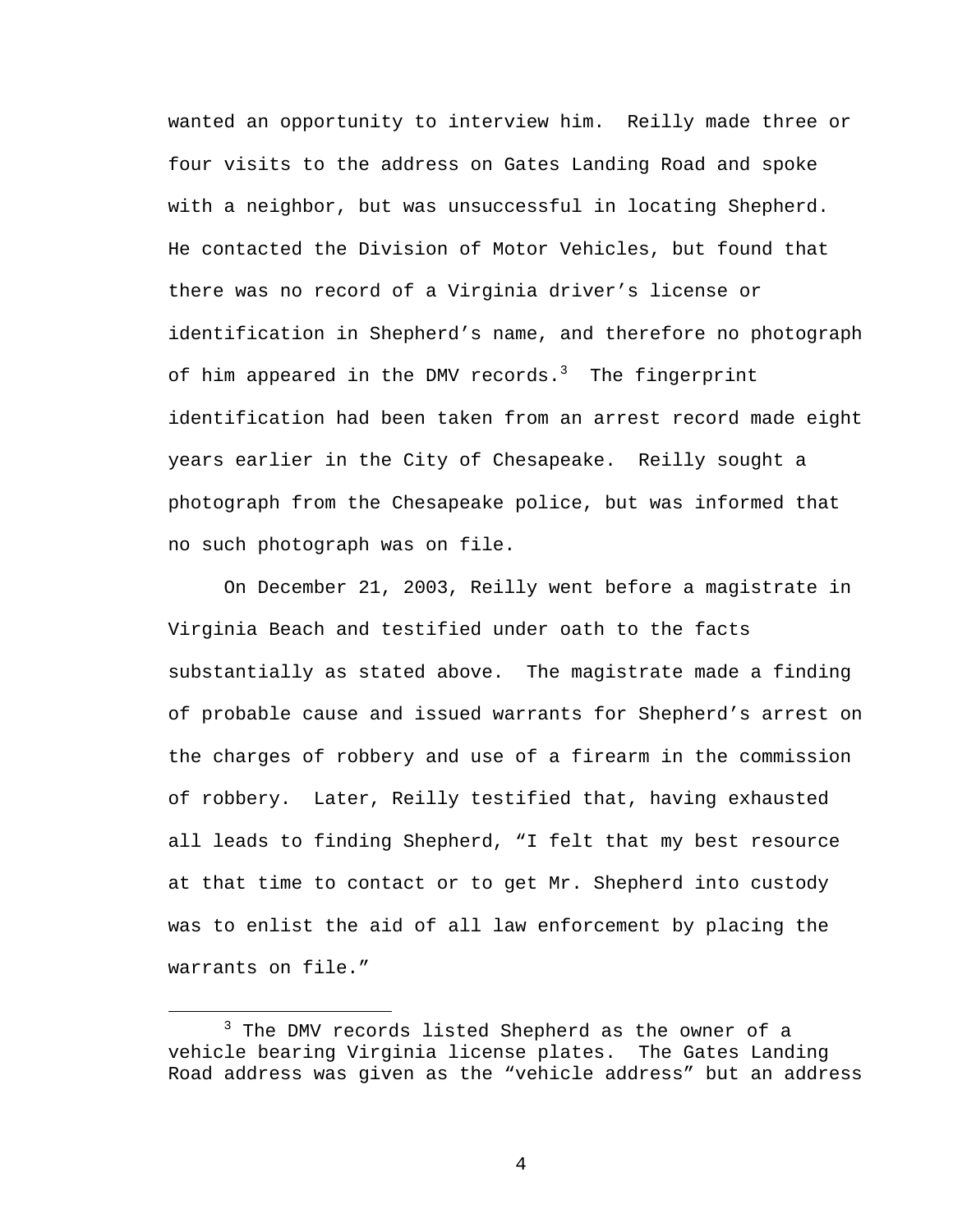wanted an opportunity to interview him. Reilly made three or four visits to the address on Gates Landing Road and spoke with a neighbor, but was unsuccessful in locating Shepherd. He contacted the Division of Motor Vehicles, but found that there was no record of a Virginia driver's license or identification in Shepherd's name, and therefore no photograph of him appeared in the DMV records.[3] The fingerprint identification had been taken from an arrest record made eight years earlier in the City of Chesapeake. Reilly sought a photograph from the Chesapeake police, but was informed that no such photograph was on file.

On December 21, 2003, Reilly went before a magistrate in Virginia Beach and testified under oath to the facts substantially as stated above. The magistrate made a finding of probable cause and issued warrants for Shepherd's arrest on the charges of robbery and use of a firearm in the commission of robbery. Later, Reilly testified that, having exhausted all leads to finding Shepherd, "I felt that my best resource at that time to contact or to get Mr. Shepherd into custody was to enlist the aid of all law enforcement by placing the warrants on file."

---

[3] The DMV records listed Shepherd as the owner of a vehicle bearing Virginia license plates. The Gates Landing Road address was given as the "vehicle address" but an address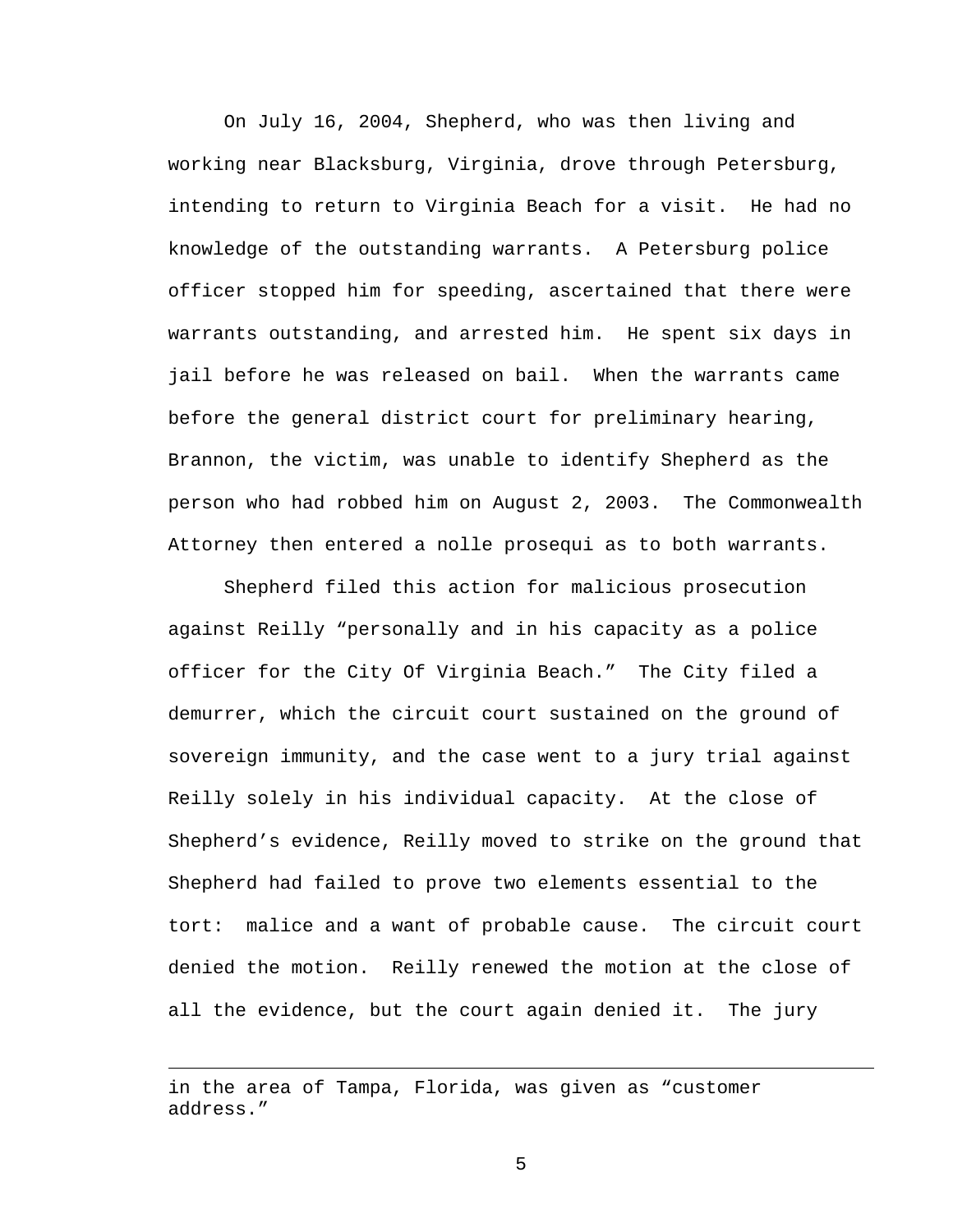On July 16, 2004, Shepherd, who was then living and working near Blacksburg, Virginia, drove through Petersburg, intending to return to Virginia Beach for a visit. He had no knowledge of the outstanding warrants. A Petersburg police officer stopped him for speeding, ascertained that there were warrants outstanding, and arrested him. He spent six days in jail before he was released on bail. When the warrants came before the general district court for preliminary hearing, Brannon, the victim, was unable to identify Shepherd as the person who had robbed him on August 2, 2003. The Commonwealth Attorney then entered a nolle prosequi as to both warrants.

Shepherd filed this action for malicious prosecution against Reilly "personally and in his capacity as a police officer for the City Of Virginia Beach." The City filed a demurrer, which the circuit court sustained on the ground of sovereign immunity, and the case went to a jury trial against Reilly solely in his individual capacity. At the close of Shepherd's evidence, Reilly moved to strike on the ground that Shepherd had failed to prove two elements essential to the tort: malice and a want of probable cause. The circuit court denied the motion. Reilly renewed the motion at the close of all the evidence, but the court again denied it. The jury

---

in the area of Tampa, Florida, was given as "customer address."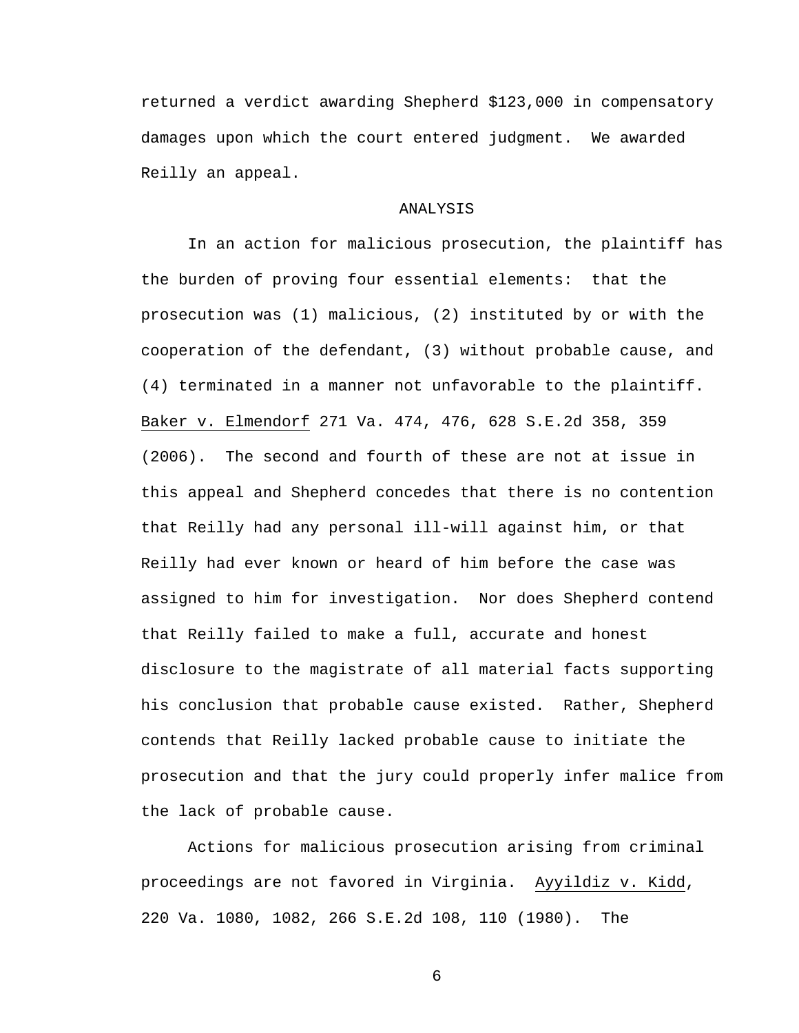returned a verdict awarding Shepherd $123,000 in compensatory damages upon which the court entered judgment. We awarded Reilly an appeal.

## ANALYSIS

In an action for malicious prosecution, the plaintiff has the burden of proving four essential elements: that the prosecution was (1) malicious, (2) instituted by or with the cooperation of the defendant, (3) without probable cause, and (4) terminated in a manner not unfavorable to the plaintiff. Baker v. Elmendorf 271 Va. 474, 476, 628 S.E.2d 358, 359 (2006). The second and fourth of these are not at issue in this appeal and Shepherd concedes that there is no contention that Reilly had any personal ill-will against him, or that Reilly had ever known or heard of him before the case was assigned to him for investigation. Nor does Shepherd contend that Reilly failed to make a full, accurate and honest disclosure to the magistrate of all material facts supporting his conclusion that probable cause existed. Rather, Shepherd contends that Reilly lacked probable cause to initiate the prosecution and that the jury could properly infer malice from the lack of probable cause.

Actions for malicious prosecution arising from criminal proceedings are not favored in Virginia. Ayyildiz v. Kidd, 220 Va. 1080, 1082, 266 S.E.2d 108, 110 (1980). The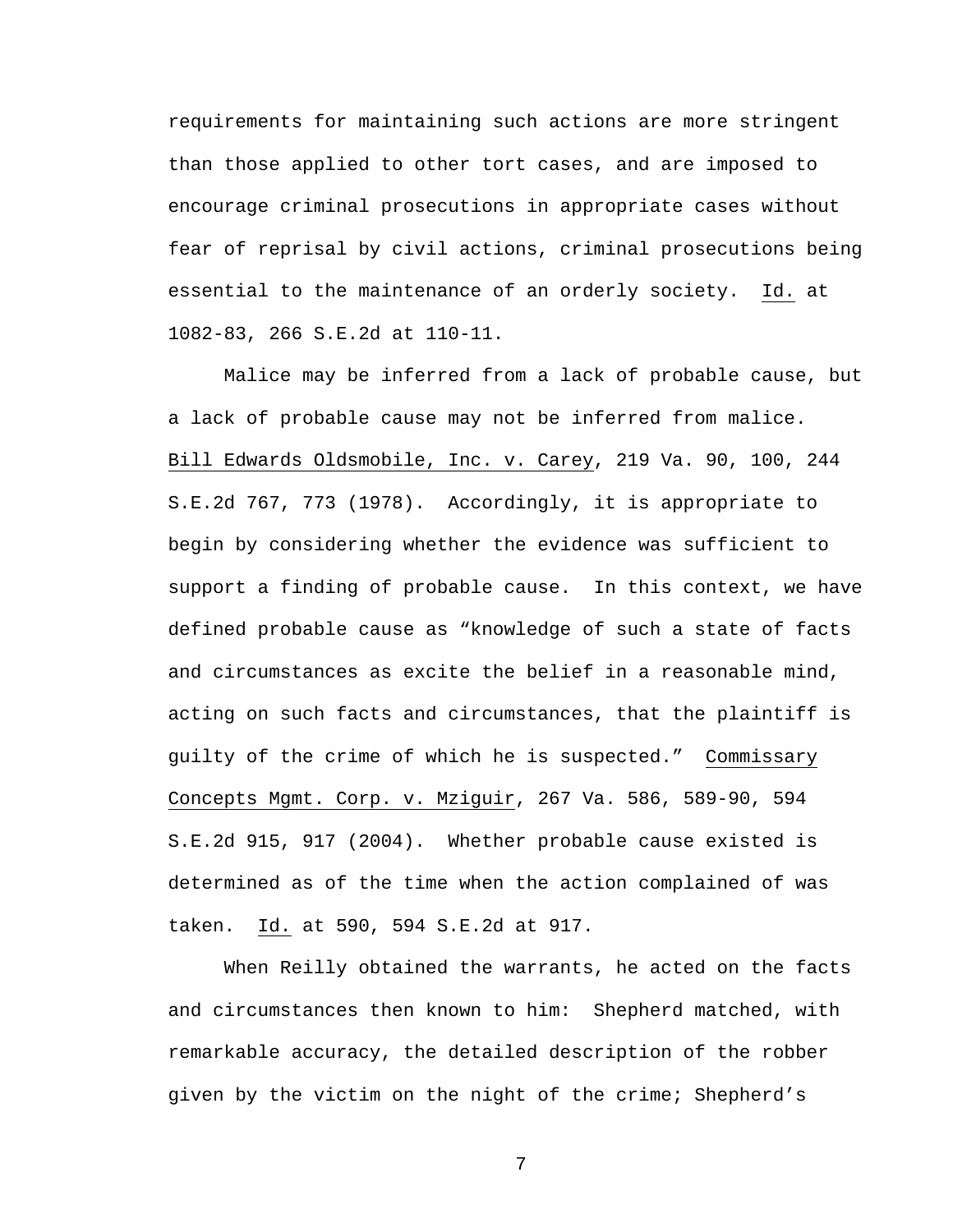requirements for maintaining such actions are more stringent than those applied to other tort cases, and are imposed to encourage criminal prosecutions in appropriate cases without fear of reprisal by civil actions, criminal prosecutions being essential to the maintenance of an orderly society. Id. at 1082-83, 266 S.E.2d at 110-11.

Malice may be inferred from a lack of probable cause, but a lack of probable cause may not be inferred from malice. Bill Edwards Oldsmobile, Inc. v. Carey, 219 Va. 90, 100, 244 S.E.2d 767, 773 (1978). Accordingly, it is appropriate to begin by considering whether the evidence was sufficient to support a finding of probable cause. In this context, we have defined probable cause as "knowledge of such a state of facts and circumstances as excite the belief in a reasonable mind, acting on such facts and circumstances, that the plaintiff is guilty of the crime of which he is suspected." Commissary Concepts Mgmt. Corp. v. Mziguir, 267 Va. 586, 589-90, 594 S.E.2d 915, 917 (2004). Whether probable cause existed is determined as of the time when the action complained of was taken. Id. at 590, 594 S.E.2d at 917.

When Reilly obtained the warrants, he acted on the facts and circumstances then known to him: Shepherd matched, with remarkable accuracy, the detailed description of the robber given by the victim on the night of the crime; Shepherd's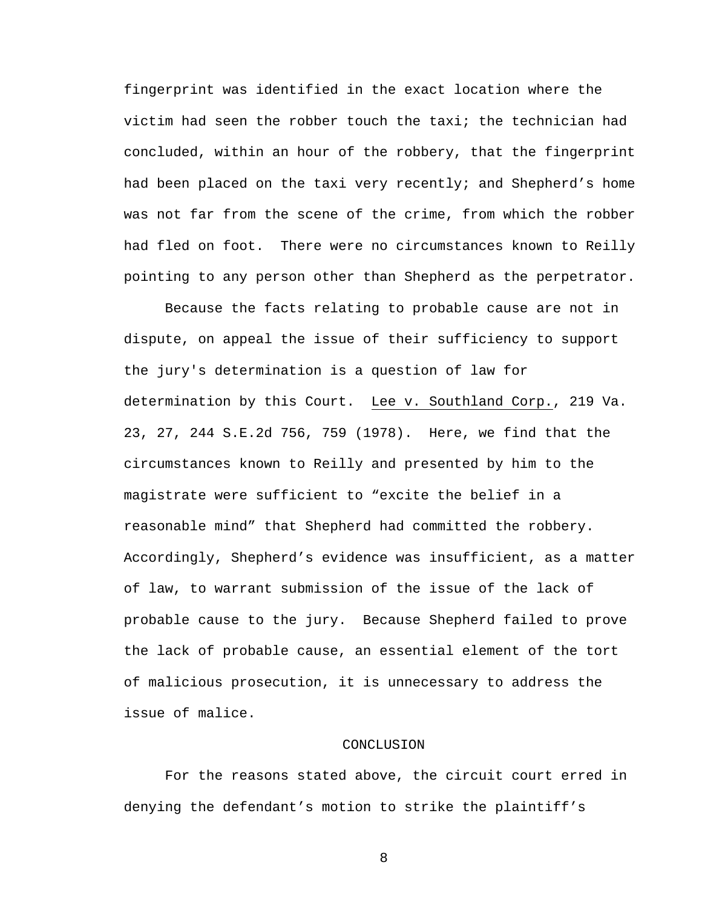fingerprint was identified in the exact location where the victim had seen the robber touch the taxi; the technician had concluded, within an hour of the robbery, that the fingerprint had been placed on the taxi very recently; and Shepherd's home was not far from the scene of the crime, from which the robber had fled on foot. There were no circumstances known to Reilly pointing to any person other than Shepherd as the perpetrator.

Because the facts relating to probable cause are not in dispute, on appeal the issue of their sufficiency to support the jury's determination is a question of law for determination by this Court. Lee v. Southland Corp., 219 Va. 23, 27, 244 S.E.2d 756, 759 (1978). Here, we find that the circumstances known to Reilly and presented by him to the magistrate were sufficient to "excite the belief in a reasonable mind" that Shepherd had committed the robbery. Accordingly, Shepherd's evidence was insufficient, as a matter of law, to warrant submission of the issue of the lack of probable cause to the jury. Because Shepherd failed to prove the lack of probable cause, an essential element of the tort of malicious prosecution, it is unnecessary to address the issue of malice.

## CONCLUSION

For the reasons stated above, the circuit court erred in denying the defendant's motion to strike the plaintiff's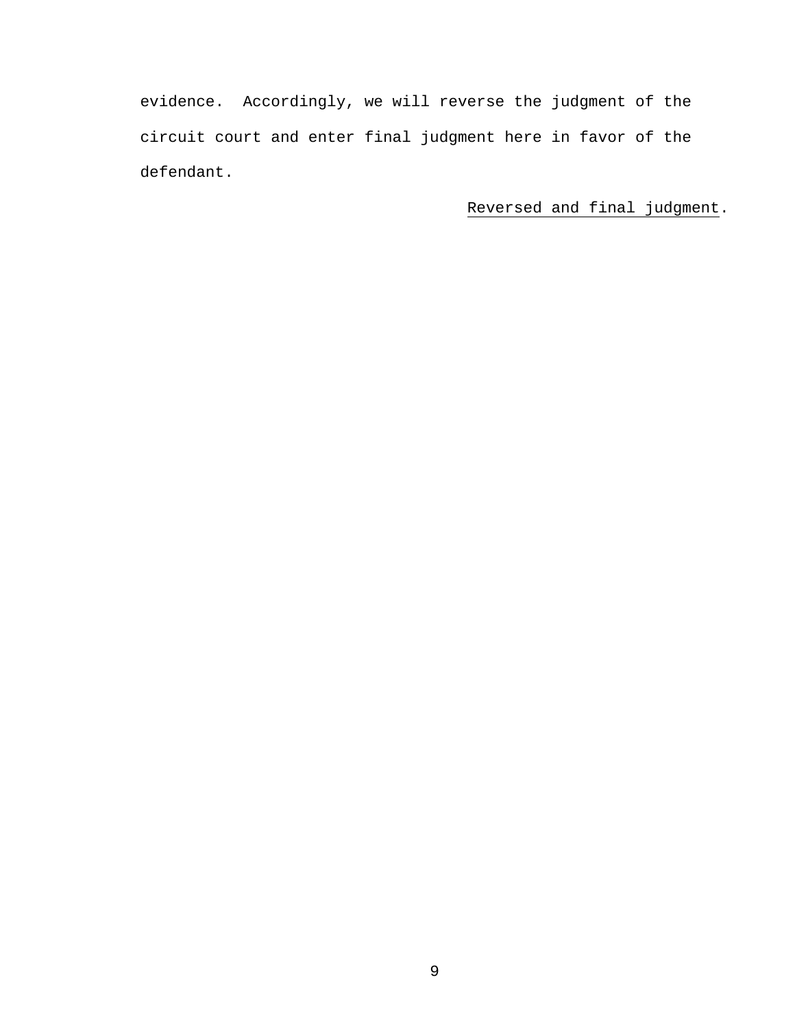evidence. Accordingly, we will reverse the judgment of the circuit court and enter final judgment here in favor of the defendant.

Reversed and final judgment.